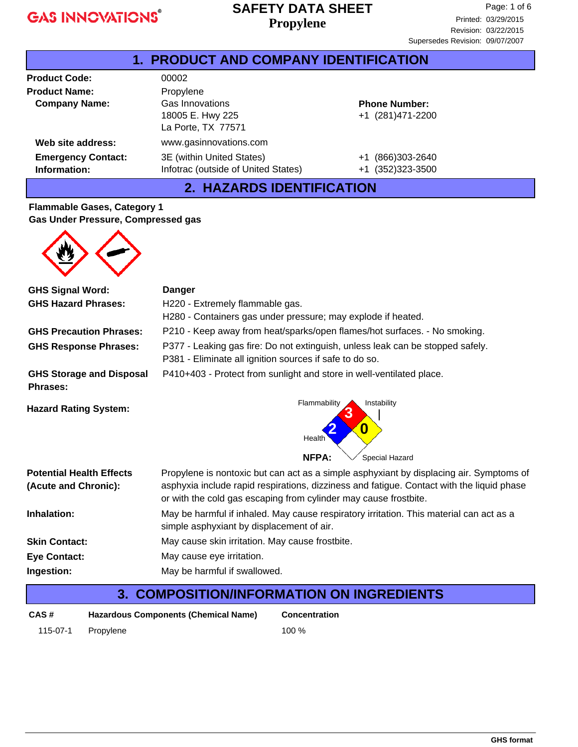GAS INNOVATIONS®

# SAFETY DATA SHEET
# Propylene

Printed: 03/29/2015
Revision: 03/22/2015
Supersedes Revision: 09/07/2007

## 1. PRODUCT AND COMPANY IDENTIFICATION

**Product Code:** 00002

**Product Name:** Propylene

**Company Name:** Gas Innovations
18005 E. Hwy 225
La Porte, TX 77571

**Phone Number:** +1 (281)471-2200

**Web site address:** www.gasinnovations.com

**Emergency Contact: Information:**

| | |
|---|---|
| 3E (within United States) | +1 (866)303-2640 |
| Infotrac (outside of United States) | +1 (352)323-3500 |

## 2. HAZARDS IDENTIFICATION

**Flammable Gases, Category 1**
**Gas Under Pressure, Compressed gas**

**GHS Signal Word:** Danger

**GHS Hazard Phrases:**
H220 - Extremely flammable gas.
H280 - Containers gas under pressure; may explode if heated.

**GHS Precaution Phrases:** P210 - Keep away from heat/sparks/open flames/hot surfaces. - No smoking.

**GHS Response Phrases:**
P377 - Leaking gas fire: Do not extinguish, unless leak can be stopped safely.
P381 - Eliminate all ignition sources if safe to do so.

**GHS Storage and Disposal Phrases:** P410+403 - Protect from sunlight and store in well-ventilated place.

**Hazard Rating System:**

NFPA: Flammability 3, Health 2, Instability 0, Special Hazard (none)

**Potential Health Effects (Acute and Chronic):** Propylene is nontoxic but can act as a simple asphyxiant by displacing air. Symptoms of asphyxia include rapid respirations, dizziness and fatigue. Contact with the liquid phase or with the cold gas escaping from cylinder may cause frostbite.

**Inhalation:** May be harmful if inhaled. May cause respiratory irritation. This material can act as a simple asphyxiant by displacement of air.

**Skin Contact:** May cause skin irritation. May cause frostbite.

**Eye Contact:** May cause eye irritation.

**Ingestion:** May be harmful if swallowed.

## 3. COMPOSITION/INFORMATION ON INGREDIENTS

| CAS # | Hazardous Components (Chemical Name) | Concentration |
|---|---|---|
| 115-07-1 | Propylene | 100 % |

GHS format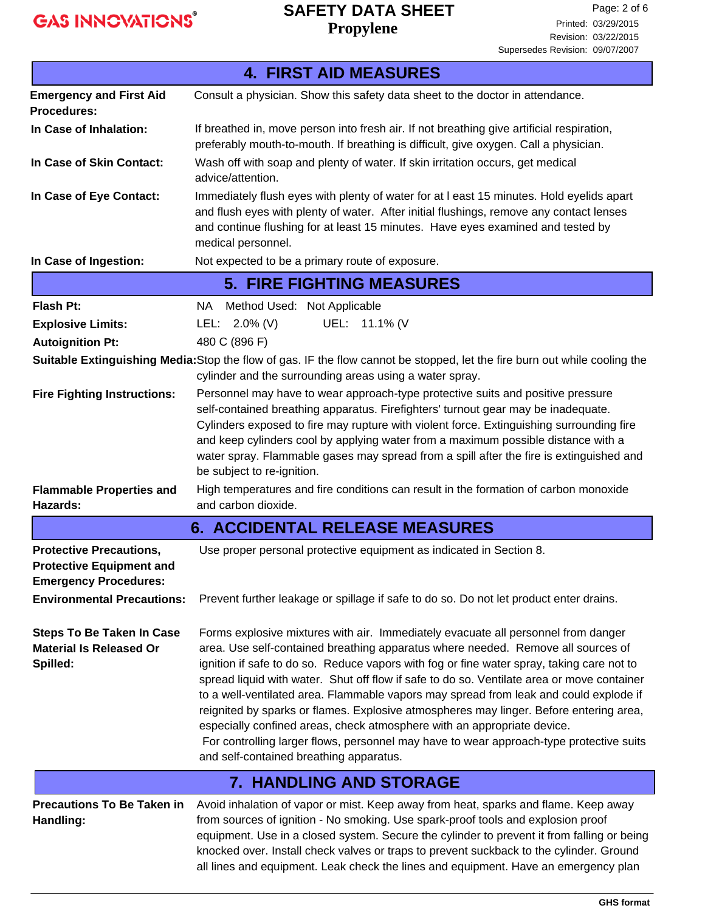## 4. FIRST AID MEASURES

**Emergency and First Aid Procedures:** Consult a physician. Show this safety data sheet to the doctor in attendance.

**In Case of Inhalation:** If breathed in, move person into fresh air. If not breathing give artificial respiration, preferably mouth-to-mouth. If breathing is difficult, give oxygen. Call a physician.

**In Case of Skin Contact:** Wash off with soap and plenty of water. If skin irritation occurs, get medical advice/attention.

**In Case of Eye Contact:** Immediately flush eyes with plenty of water for at l east 15 minutes. Hold eyelids apart and flush eyes with plenty of water. After initial flushings, remove any contact lenses and continue flushing for at least 15 minutes. Have eyes examined and tested by medical personnel.

**In Case of Ingestion:** Not expected to be a primary route of exposure.

## 5. FIRE FIGHTING MEASURES

**Flash Pt:** NA Method Used: Not Applicable

**Explosive Limits:** LEL: 2.0% (V) UEL: 11.1% (V

**Autoignition Pt:** 480 C (896 F)

**Suitable Extinguishing Media:** Stop the flow of gas. IF the flow cannot be stopped, let the fire burn out while cooling the cylinder and the surrounding areas using a water spray.

**Fire Fighting Instructions:** Personnel may have to wear approach-type protective suits and positive pressure self-contained breathing apparatus. Firefighters' turnout gear may be inadequate. Cylinders exposed to fire may rupture with violent force. Extinguishing surrounding fire and keep cylinders cool by applying water from a maximum possible distance with a water spray. Flammable gases may spread from a spill after the fire is extinguished and be subject to re-ignition.

**Flammable Properties and Hazards:** High temperatures and fire conditions can result in the formation of carbon monoxide and carbon dioxide.

## 6. ACCIDENTAL RELEASE MEASURES

**Protective Precautions, Protective Equipment and Emergency Procedures:** Use proper personal protective equipment as indicated in Section 8.

**Environmental Precautions:** Prevent further leakage or spillage if safe to do so. Do not let product enter drains.

**Steps To Be Taken In Case Material Is Released Or Spilled:** Forms explosive mixtures with air. Immediately evacuate all personnel from danger area. Use self-contained breathing apparatus where needed. Remove all sources of ignition if safe to do so. Reduce vapors with fog or fine water spray, taking care not to spread liquid with water. Shut off flow if safe to do so. Ventilate area or move container to a well-ventilated area. Flammable vapors may spread from leak and could explode if reignited by sparks or flames. Explosive atmospheres may linger. Before entering area, especially confined areas, check atmosphere with an appropriate device.
For controlling larger flows, personnel may have to wear approach-type protective suits and self-contained breathing apparatus.

## 7. HANDLING AND STORAGE

**Precautions To Be Taken in Handling:** Avoid inhalation of vapor or mist. Keep away from heat, sparks and flame. Keep away from sources of ignition - No smoking. Use spark-proof tools and explosion proof equipment. Use in a closed system. Secure the cylinder to prevent it from falling or being knocked over. Install check valves or traps to prevent suckback to the cylinder. Ground all lines and equipment. Leak check the lines and equipment. Have an emergency plan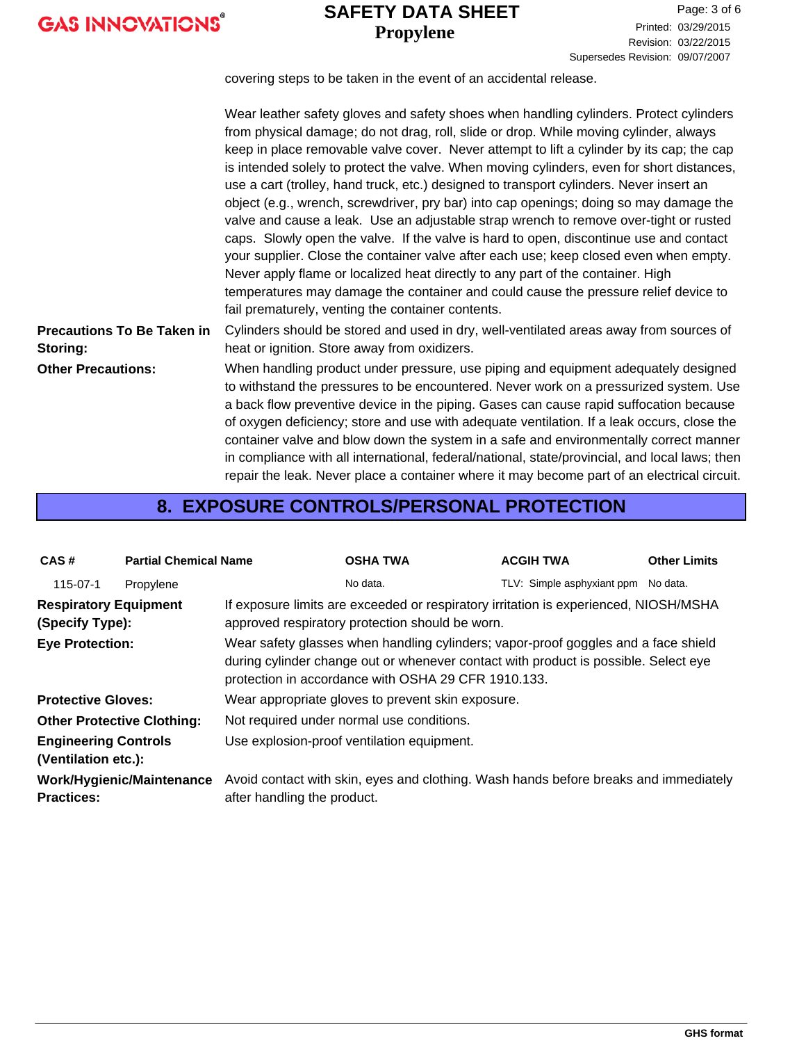covering steps to be taken in the event of an accidental release.

Wear leather safety gloves and safety shoes when handling cylinders. Protect cylinders from physical damage; do not drag, roll, slide or drop. While moving cylinder, always keep in place removable valve cover. Never attempt to lift a cylinder by its cap; the cap is intended solely to protect the valve. When moving cylinders, even for short distances, use a cart (trolley, hand truck, etc.) designed to transport cylinders. Never insert an object (e.g., wrench, screwdriver, pry bar) into cap openings; doing so may damage the valve and cause a leak. Use an adjustable strap wrench to remove over-tight or rusted caps. Slowly open the valve. If the valve is hard to open, discontinue use and contact your supplier. Close the container valve after each use; keep closed even when empty. Never apply flame or localized heat directly to any part of the container. High temperatures may damage the container and could cause the pressure relief device to fail prematurely, venting the container contents.

**Precautions To Be Taken in Storing:** Cylinders should be stored and used in dry, well-ventilated areas away from sources of heat or ignition. Store away from oxidizers.

**Other Precautions:** When handling product under pressure, use piping and equipment adequately designed to withstand the pressures to be encountered. Never work on a pressurized system. Use a back flow preventive device in the piping. Gases can cause rapid suffocation because of oxygen deficiency; store and use with adequate ventilation. If a leak occurs, close the container valve and blow down the system in a safe and environmentally correct manner in compliance with all international, federal/national, state/provincial, and local laws; then repair the leak. Never place a container where it may become part of an electrical circuit.

## 8. EXPOSURE CONTROLS/PERSONAL PROTECTION

| CAS # | Partial Chemical Name | OSHA TWA | ACGIH TWA | Other Limits |
|---|---|---|---|---|
| 115-07-1 | Propylene | No data. | TLV: Simple asphyxiant ppm | No data. |

**Respiratory Equipment (Specify Type):** If exposure limits are exceeded or respiratory irritation is experienced, NIOSH/MSHA approved respiratory protection should be worn.

**Eye Protection:** Wear safety glasses when handling cylinders; vapor-proof goggles and a face shield during cylinder change out or whenever contact with product is possible. Select eye protection in accordance with OSHA 29 CFR 1910.133.

**Protective Gloves:** Wear appropriate gloves to prevent skin exposure.

**Other Protective Clothing:** Not required under normal use conditions.

**Engineering Controls (Ventilation etc.):** Use explosion-proof ventilation equipment.

**Work/Hygienic/Maintenance Practices:** Avoid contact with skin, eyes and clothing. Wash hands before breaks and immediately after handling the product.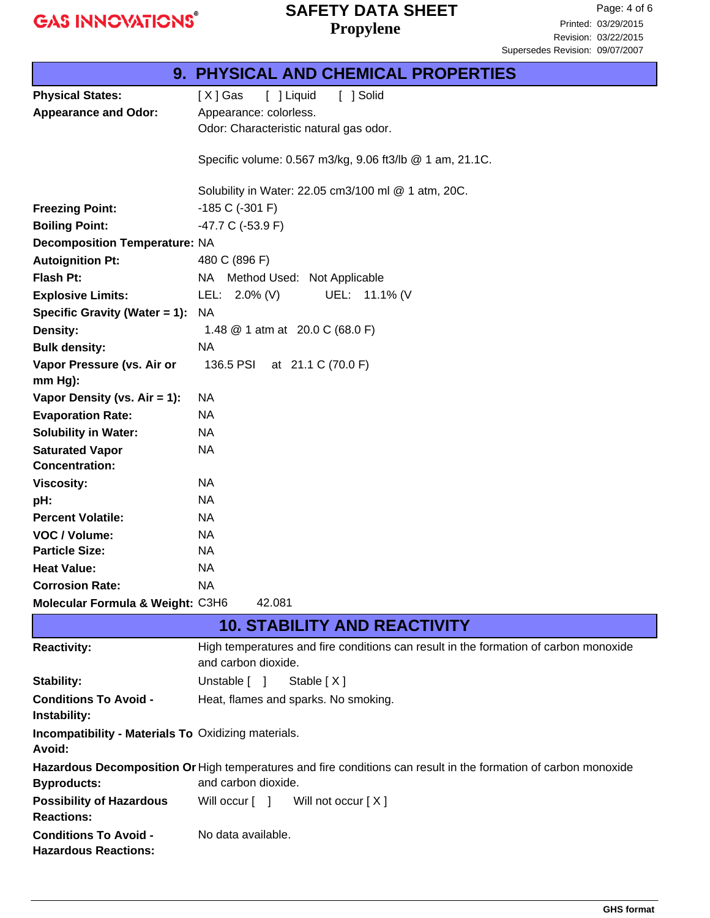## 9. PHYSICAL AND CHEMICAL PROPERTIES

| | |
|---|---|
| **Physical States:** | [ X ] Gas    [ ] Liquid    [ ] Solid |
| **Appearance and Odor:** | Appearance: colorless.<br>Odor: Characteristic natural gas odor.<br><br>Specific volume: 0.567 m3/kg, 9.06 ft3/lb @ 1 am, 21.1C.<br><br>Solubility in Water: 22.05 cm3/100 ml @ 1 atm, 20C. |
| **Freezing Point:** | -185 C (-301 F) |
| **Boiling Point:** | -47.7 C (-53.9 F) |
| **Decomposition Temperature:** | NA |
| **Autoignition Pt:** | 480 C (896 F) |
| **Flash Pt:** | NA    Method Used:  Not Applicable |
| **Explosive Limits:** | LEL:  2.0% (V)    UEL:  11.1% (V |
| **Specific Gravity (Water = 1):** | NA |
| **Density:** | 1.48 @ 1 atm at  20.0 C (68.0 F) |
| **Bulk density:** | NA |
| **Vapor Pressure (vs. Air or mm Hg):** | 136.5 PSI   at  21.1 C (70.0 F) |
| **Vapor Density (vs. Air = 1):** | NA |
| **Evaporation Rate:** | NA |
| **Solubility in Water:** | NA |
| **Saturated Vapor Concentration:** | NA |
| **Viscosity:** | NA |
| **pH:** | NA |
| **Percent Volatile:** | NA |
| **VOC / Volume:** | NA |
| **Particle Size:** | NA |
| **Heat Value:** | NA |
| **Corrosion Rate:** | NA |
| **Molecular Formula & Weight:** | $C_3H_6$    42.081 |

## 10. STABILITY AND REACTIVITY

| | |
|---|---|
| **Reactivity:** | High temperatures and fire conditions can result in the formation of carbon monoxide and carbon dioxide. |
| **Stability:** | Unstable [ ]    Stable [ X ] |
| **Conditions To Avoid - Instability:** | Heat, flames and sparks. No smoking. |
| **Incompatibility - Materials To Avoid:** | Oxidizing materials. |
| **Hazardous Decomposition Or Byproducts:** | High temperatures and fire conditions can result in the formation of carbon monoxide and carbon dioxide. |
| **Possibility of Hazardous Reactions:** | Will occur [ ]    Will not occur [ X ] |
| **Conditions To Avoid - Hazardous Reactions:** | No data available. |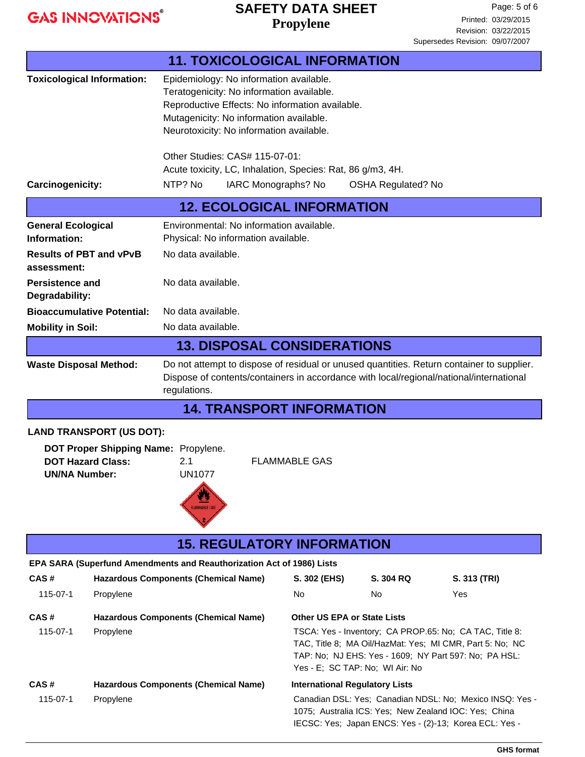## 11. TOXICOLOGICAL INFORMATION

**Toxicological Information:**
Epidemiology: No information available.
Teratogenicity: No information available.
Reproductive Effects: No information available.
Mutagenicity: No information available.
Neurotoxicity: No information available.

Other Studies: CAS# 115-07-01:
Acute toxicity, LC, Inhalation, Species: Rat, 86 g/m3, 4H.

**Carcinogenicity:** NTP? No IARC Monographs? No OSHA Regulated? No

## 12. ECOLOGICAL INFORMATION

**General Ecological Information:**
Environmental: No information available.
Physical: No information available.

**Results of PBT and vPvB assessment:** No data available.

**Persistence and Degradability:** No data available.

**Bioaccumulative Potential:** No data available.

**Mobility in Soil:** No data available.

## 13. DISPOSAL CONSIDERATIONS

**Waste Disposal Method:** Do not attempt to dispose of residual or unused quantities. Return container to supplier. Dispose of contents/containers in accordance with local/regional/national/international regulations.

## 14. TRANSPORT INFORMATION

**LAND TRANSPORT (US DOT):**

**DOT Proper Shipping Name:** Propylene.
**DOT Hazard Class:** 2.1 FLAMMABLE GAS
**UN/NA Number:** UN1077

## 15. REGULATORY INFORMATION

**EPA SARA (Superfund Amendments and Reauthorization Act of 1986) Lists**

| CAS # | Hazardous Components (Chemical Name) | S. 302 (EHS) | S. 304 RQ | S. 313 (TRI) |
|---|---|---|---|---|
| 115-07-1 | Propylene | No | No | Yes |

| CAS # | Hazardous Components (Chemical Name) | Other US EPA or State Lists |
|---|---|---|
| 115-07-1 | Propylene | TSCA: Yes - Inventory; CA PROP.65: No; CA TAC, Title 8: TAC, Title 8; MA Oil/HazMat: Yes; MI CMR, Part 5: No; NC TAP: No; NJ EHS: Yes - 1609; NY Part 597: No; PA HSL: Yes - E; SC TAP: No; WI Air: No |

| CAS # | Hazardous Components (Chemical Name) | International Regulatory Lists |
|---|---|---|
| 115-07-1 | Propylene | Canadian DSL: Yes; Canadian NDSL: No; Mexico INSQ: Yes - 1075; Australia ICS: Yes; New Zealand IOC: Yes; China IECSC: Yes; Japan ENCS: Yes - (2)-13; Korea ECL: Yes - |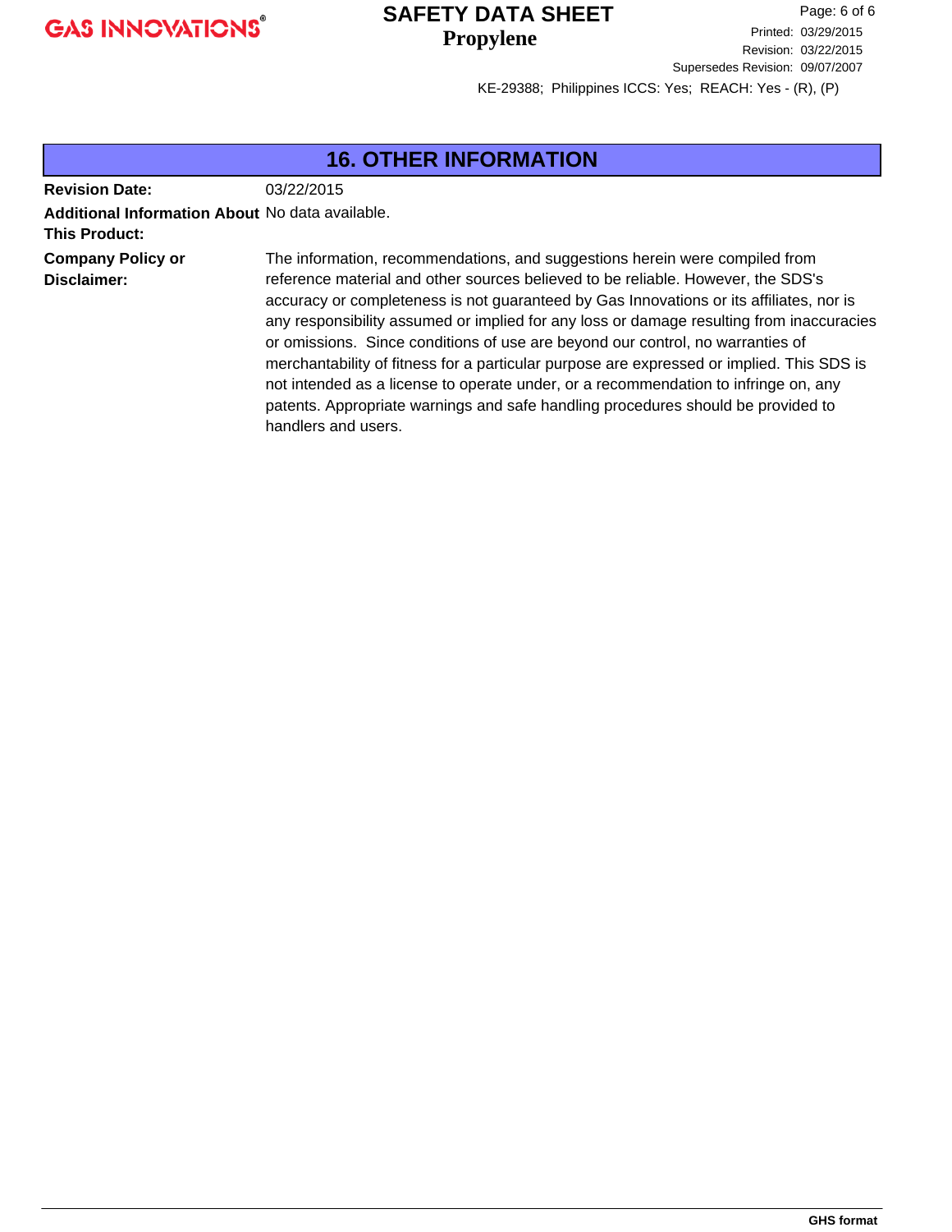## 16. OTHER INFORMATION

| | |
|---|---|
| **Revision Date:** | 03/22/2015 |
| **Additional Information About This Product:** | No data available. |
| **Company Policy or Disclaimer:** | The information, recommendations, and suggestions herein were compiled from reference material and other sources believed to be reliable. However, the SDS's accuracy or completeness is not guaranteed by Gas Innovations or its affiliates, nor is any responsibility assumed or implied for any loss or damage resulting from inaccuracies or omissions. Since conditions of use are beyond our control, no warranties of merchantability of fitness for a particular purpose are expressed or implied. This SDS is not intended as a license to operate under, or a recommendation to infringe on, any patents. Appropriate warnings and safe handling procedures should be provided to handlers and users. |